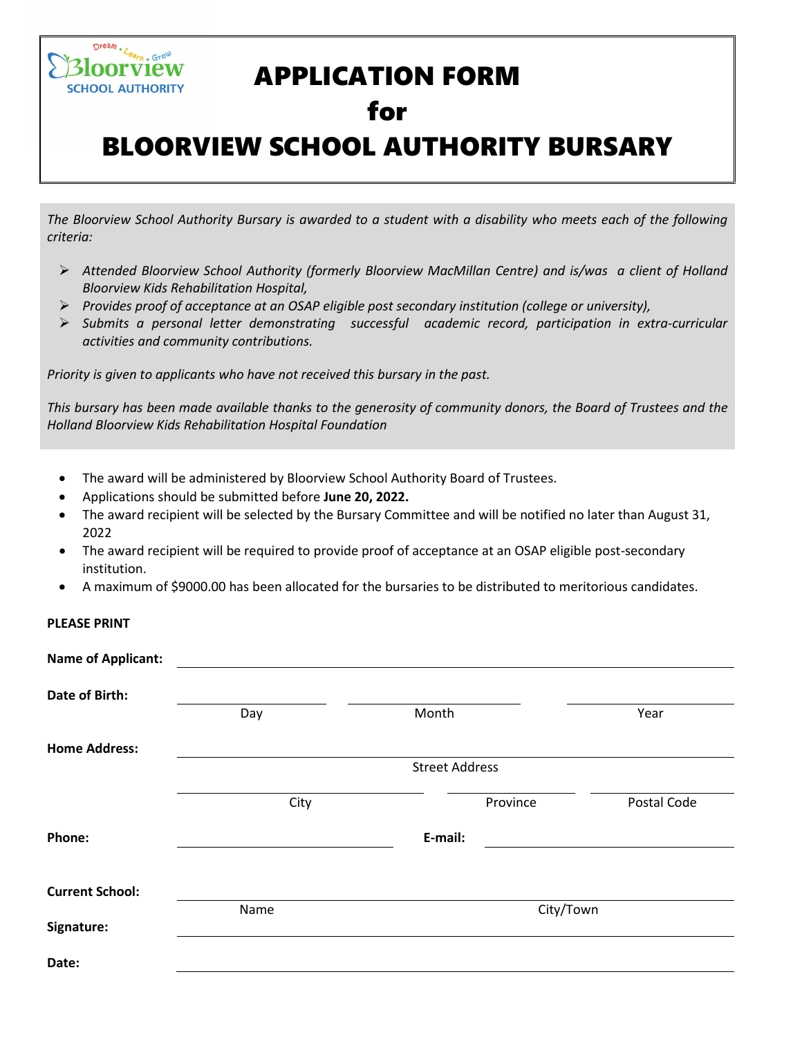# APPLICATION FORM for BLOORVIEW SCHOOL AUTHORITY BURSARY

*The Bloorview School Authority Bursary is awarded to a student with a disability who meets each of the following criteria:*

- *Attended Bloorview School Authority (formerly Bloorview MacMillan Centre) and is/was a client of Holland Bloorview Kids Rehabilitation Hospital,*
- *Provides proof of acceptance at an OSAP eligible post secondary institution (college or university),*
- *Submits a personal letter demonstrating successful academic record, participation in extra-curricular activities and community contributions.*

*Priority is given to applicants who have not received this bursary in the past.*

*This bursary has been made available thanks to the generosity of community donors, the Board of Trustees and the Holland Bloorview Kids Rehabilitation Hospital Foundation*

- The award will be administered by Bloorview School Authority Board of Trustees.
- Applications should be submitted before **June 20, 2022.**
- The award recipient will be selected by the Bursary Committee and will be notified no later than August 31, 2022
- The award recipient will be required to provide proof of acceptance at an OSAP eligible post-secondary institution.
- A maximum of $9000.00 has been allocated for the bursaries to be distributed to meritorious candidates.

**PLEASE PRINT**

**Name of Applicant:** ______________________________

**Date of Birth:** __________ Day __________ Month __________ Year

**Home Address:** ______________________________ Street Address

__________ City __________ Province __________ Postal Code

**Phone:** ______________ **E-mail:** ______________

**Current School:** __________ Name __________ City/Town

**Signature:** ______________________________

**Date:** ______________________________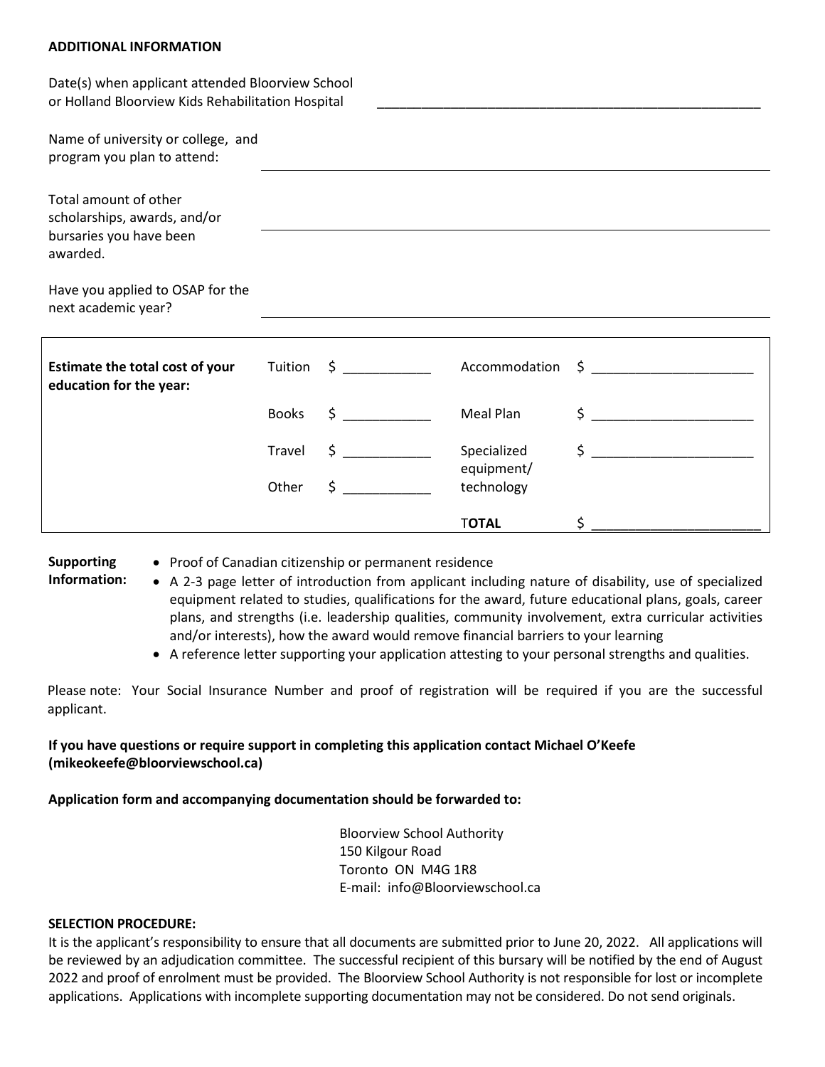**ADDITIONAL INFORMATION**

Date(s) when applicant attended Bloorview School or Holland Bloorview Kids Rehabilitation Hospital ______________________________________________________

Name of university or college, and program you plan to attend: ______________________________________________________

Total amount of other scholarships, awards, and/or bursaries you have been awarded. ______________________________________________________

Have you applied to OSAP for the next academic year? ______________________________________________________

| | | | | |
|---|---|---|---|---|
| **Estimate the total cost of your education for the year:** | Tuition | $ ___________ | Accommodation | $ ______________________ |
| | Books | $ ___________ | Meal Plan | $ ______________________ |
| | Travel | $ ___________ | Specialized equipment/ technology | $ ______________________ |
| | Other | $ ___________ | | |
| | | | T**OTAL** | $ ______________________ |

**Supporting Information:**

- Proof of Canadian citizenship or permanent residence
- A 2-3 page letter of introduction from applicant including nature of disability, use of specialized equipment related to studies, qualifications for the award, future educational plans, goals, career plans, and strengths (i.e. leadership qualities, community involvement, extra curricular activities and/or interests), how the award would remove financial barriers to your learning
- A reference letter supporting your application attesting to your personal strengths and qualities.

Please note: Your Social Insurance Number and proof of registration will be required if you are the successful applicant.

**If you have questions or require support in completing this application contact Michael O'Keefe (mikeokeefe@bloorviewschool.ca)**

**Application form and accompanying documentation should be forwarded to:**

Bloorview School Authority
150 Kilgour Road
Toronto ON M4G 1R8
E-mail: info@Bloorviewschool.ca

**SELECTION PROCEDURE:**

It is the applicant's responsibility to ensure that all documents are submitted prior to June 20, 2022. All applications will be reviewed by an adjudication committee. The successful recipient of this bursary will be notified by the end of August 2022 and proof of enrolment must be provided. The Bloorview School Authority is not responsible for lost or incomplete applications. Applications with incomplete supporting documentation may not be considered. Do not send originals.